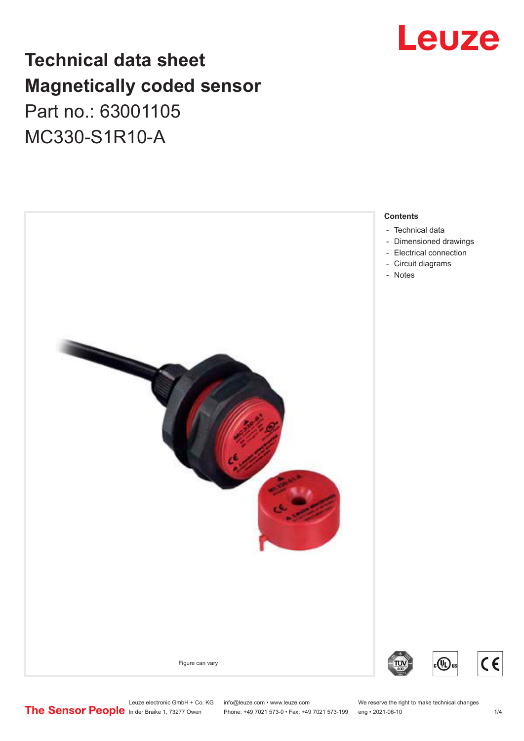# Technical data sheet
# Magnetically coded sensor
## Part no.: 63001105
## MC330-S1R10-A

Figure can vary

**Contents**

- Technical data
- Dimensioned drawings
- Electrical connection
- Circuit diagrams
- Notes

Leuze electronic GmbH + Co. KG
In der Braike 1, 73277 Owen

info@leuze.com • www.leuze.com
Phone: +49 7021 573-0 • Fax: +49 7021 573-199

We reserve the right to make technical changes
eng • 2021-06-10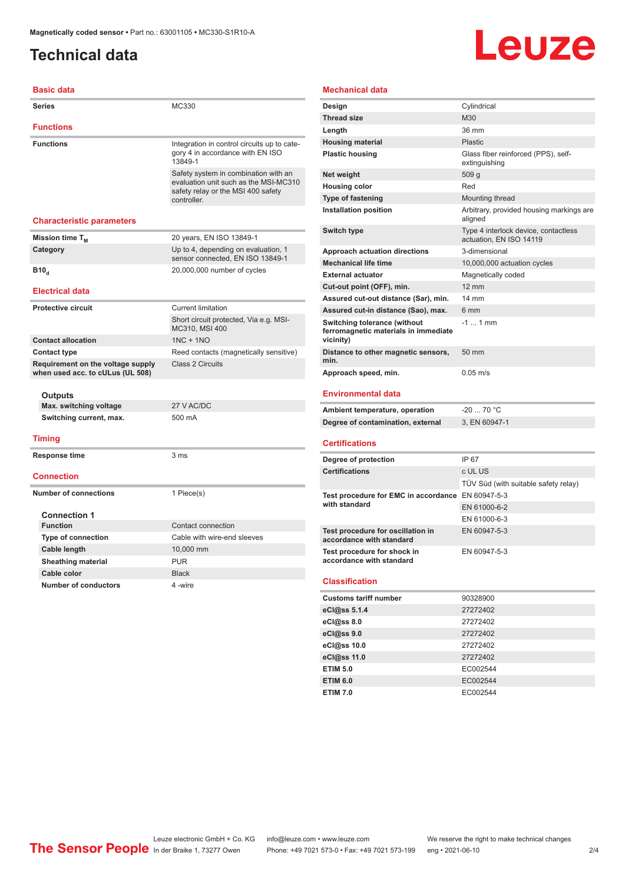Magnetically coded sensor • Part no.: 63001105 • MC330-S1R10-A

# Technical data

## Basic data

| | |
|---|---|
| Series | MC330 |

## Functions

| | |
|---|---|
| Functions | Integration in control circuits up to category 4 in accordance with EN ISO 13849-1 |
| | Safety system in combination with an evaluation unit such as the MSI-MC310 safety relay or the MSI 400 safety controller. |

## Characteristic parameters

| | |
|---|---|
| Mission time $T_M$ | 20 years, EN ISO 13849-1 |
| Category | Up to 4, depending on evaluation, 1 sensor connected, EN ISO 13849-1 |
| $B10_d$ | 20,000,000 number of cycles |

## Electrical data

| | |
|---|---|
| Protective circuit | Current limitation |
| | Short circuit protected, Via e.g. MSI-MC310, MSI 400 |
| Contact allocation | 1NC + 1NO |
| Contact type | Reed contacts (magnetically sensitive) |
| Requirement on the voltage supply when used acc. to cULus (UL 508) | Class 2 Circuits |

### Outputs

| | |
|---|---|
| Max. switching voltage | 27 V AC/DC |
| Switching current, max. | 500 mA |

## Timing

| | |
|---|---|
| Response time | 3 ms |

## Connection

| | |
|---|---|
| Number of connections | 1 Piece(s) |

### Connection 1

| | |
|---|---|
| Function | Contact connection |
| Type of connection | Cable with wire-end sleeves |
| Cable length | 10,000 mm |
| Sheathing material | PUR |
| Cable color | Black |
| Number of conductors | 4 -wire |

## Mechanical data

| | |
|---|---|
| Design | Cylindrical |
| Thread size | M30 |
| Length | 36 mm |
| Housing material | Plastic |
| Plastic housing | Glass fiber reinforced (PPS), self-extinguishing |
| Net weight | 509 g |
| Housing color | Red |
| Type of fastening | Mounting thread |
| Installation position | Arbitrary, provided housing markings are aligned |
| Switch type | Type 4 interlock device, contactless actuation, EN ISO 14119 |
| Approach actuation directions | 3-dimensional |
| Mechanical life time | 10,000,000 actuation cycles |
| External actuator | Magnetically coded |
| Cut-out point (OFF), min. | 12 mm |
| Assured cut-out distance (Sar), min. | 14 mm |
| Assured cut-in distance (Sao), max. | 6 mm |
| Switching tolerance (without ferromagnetic materials in immediate vicinity) | -1 ... 1 mm |
| Distance to other magnetic sensors, min. | 50 mm |
| Approach speed, min. | 0.05 m/s |

## Environmental data

| | |
|---|---|
| Ambient temperature, operation | -20 ... 70 °C |
| Degree of contamination, external | 3, EN 60947-1 |

## Certifications

| | |
|---|---|
| Degree of protection | IP 67 |
| Certifications | c UL US |
| | TÜV Süd (with suitable safety relay) |
| Test procedure for EMC in accordance with standard | EN 60947-5-3 |
| | EN 61000-6-2 |
| | EN 61000-6-3 |
| Test procedure for oscillation in accordance with standard | EN 60947-5-3 |
| Test procedure for shock in accordance with standard | EN 60947-5-3 |

## Classification

| | |
|---|---|
| Customs tariff number | 90328900 |
| eCl@ss 5.1.4 | 27272402 |
| eCl@ss 8.0 | 27272402 |
| eCl@ss 9.0 | 27272402 |
| eCl@ss 10.0 | 27272402 |
| eCl@ss 11.0 | 27272402 |
| ETIM 5.0 | EC002544 |
| ETIM 6.0 | EC002544 |
| ETIM 7.0 | EC002544 |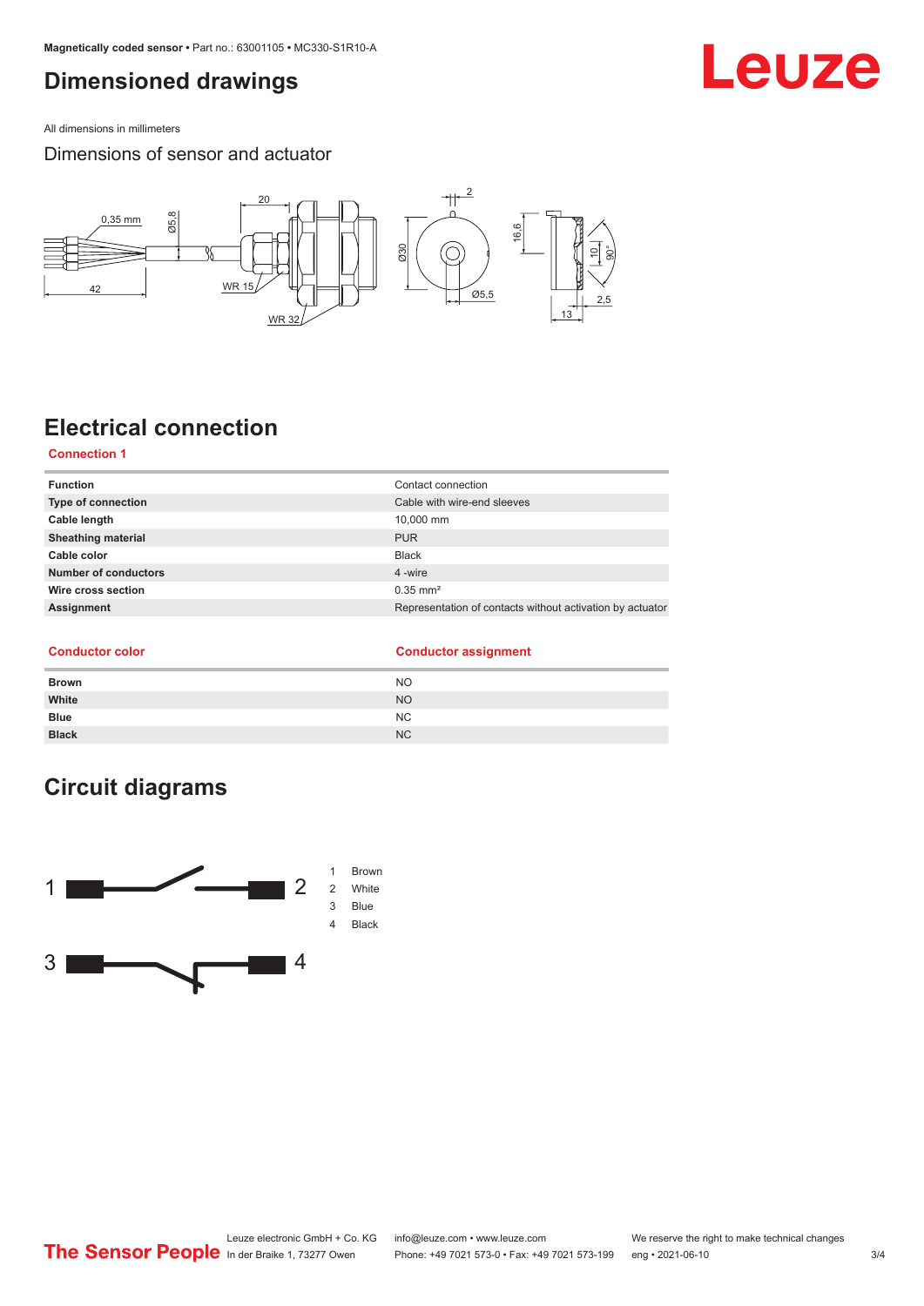# Dimensioned drawings

All dimensions in millimeters

Dimensions of sensor and actuator

# Electrical connection

## Connection 1

| | |
|---|---|
| **Function** | Contact connection |
| **Type of connection** | Cable with wire-end sleeves |
| **Cable length** | 10,000 mm |
| **Sheathing material** | PUR |
| **Cable color** | Black |
| **Number of conductors** | 4 -wire |
| **Wire cross section** | 0.35 mm² |
| **Assignment** | Representation of contacts without activation by actuator |

| Conductor color | Conductor assignment |
|---|---|
| **Brown** | NO |
| **White** | NO |
| **Blue** | NC |
| **Black** | NC |

# Circuit diagrams

1 Brown
2 White
3 Blue
4 Black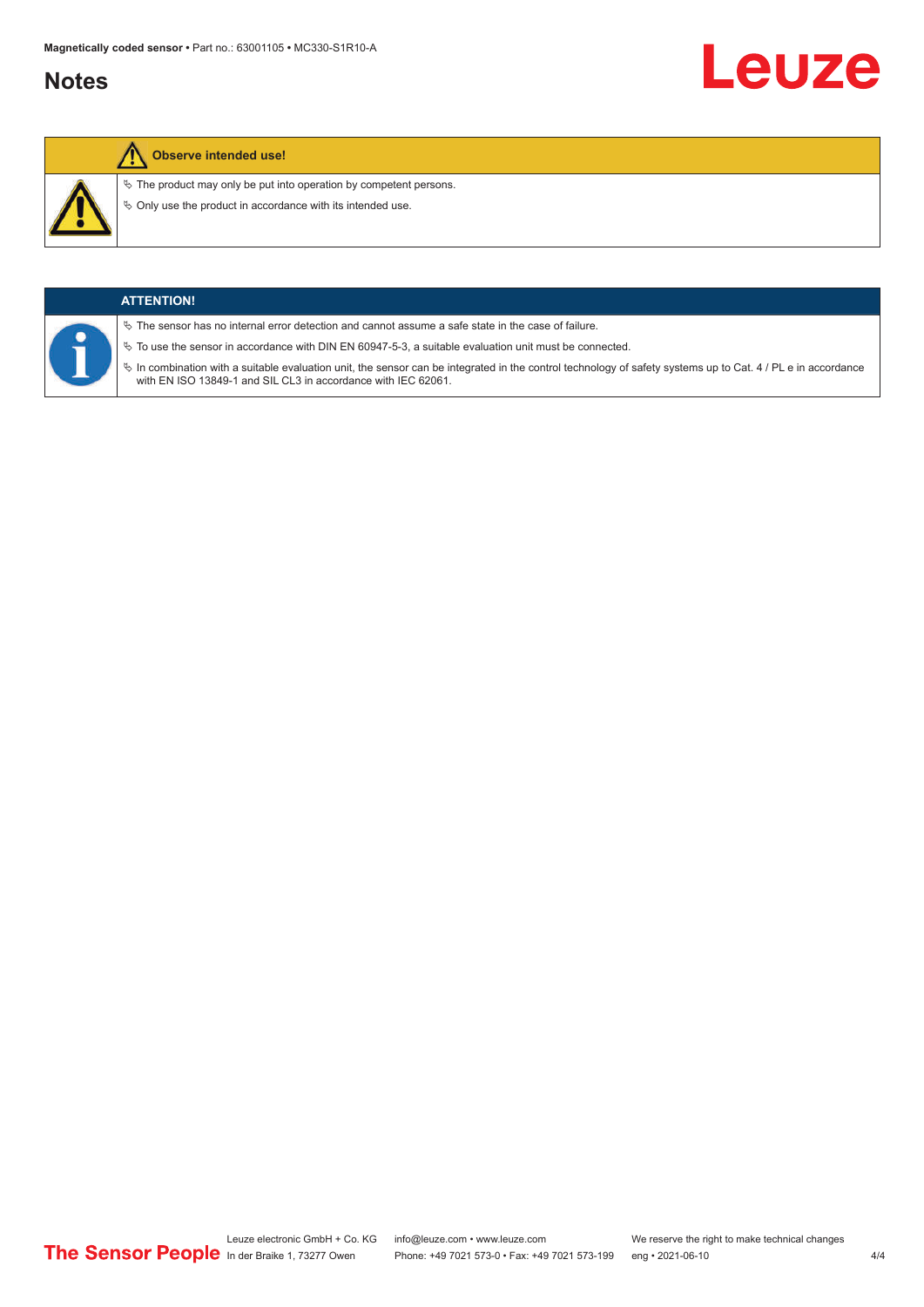## Notes

**Observe intended use!**

- ↳ The product may only be put into operation by competent persons.
- ↳ Only use the product in accordance with its intended use.

**ATTENTION!**

- ↳ The sensor has no internal error detection and cannot assume a safe state in the case of failure.
- ↳ To use the sensor in accordance with DIN EN 60947-5-3, a suitable evaluation unit must be connected.
- ↳ In combination with a suitable evaluation unit, the sensor can be integrated in the control technology of safety systems up to Cat. 4 / PL e in accordance with EN ISO 13849-1 and SIL CL3 in accordance with IEC 62061.